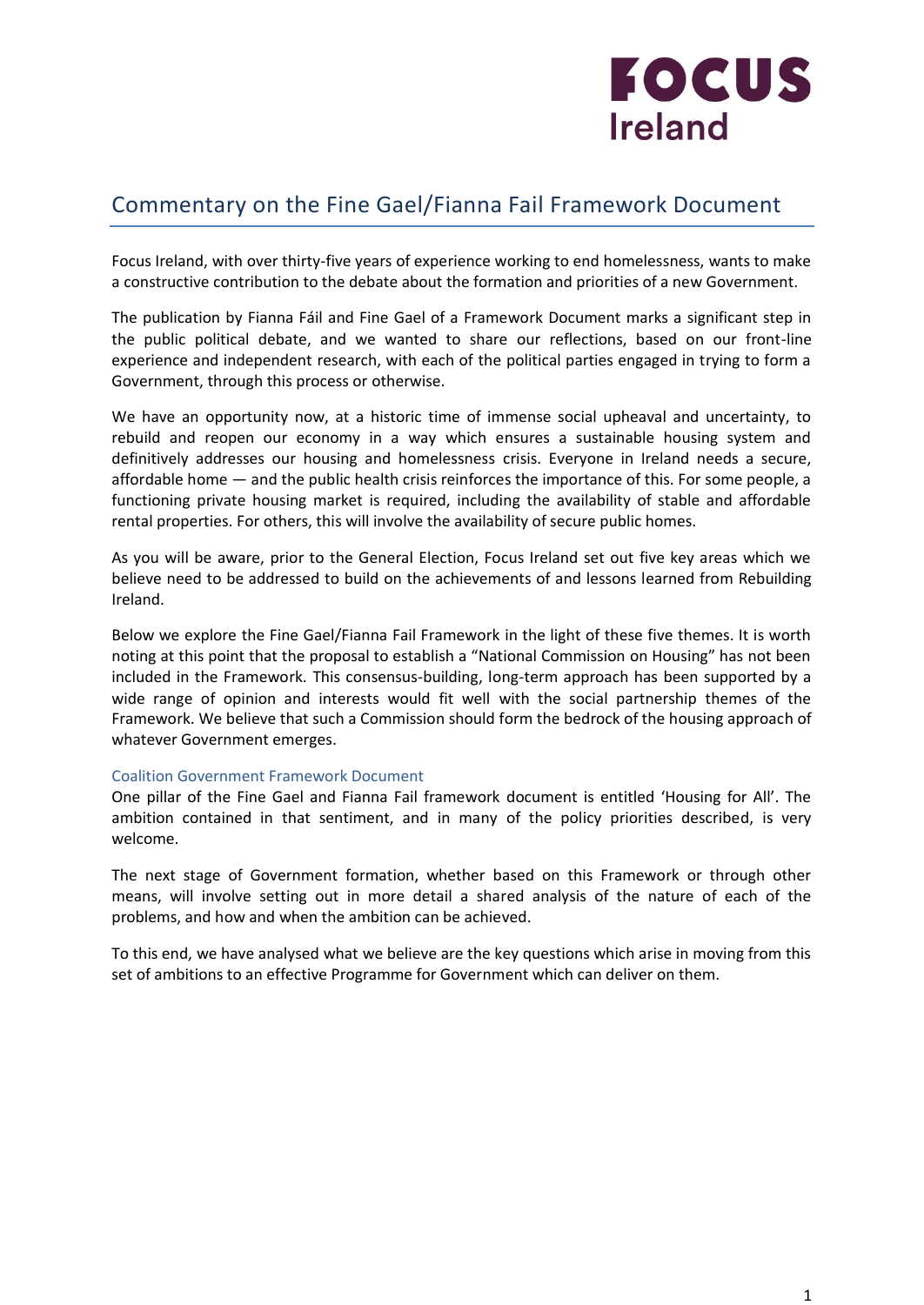# Commentary on the Fine Gael/Fianna Fail Framework Document

Focus Ireland, with over thirty-five years of experience working to end homelessness, wants to make a constructive contribution to the debate about the formation and priorities of a new Government.

The publication by Fianna Fáil and Fine Gael of a Framework Document marks a significant step in the public political debate, and we wanted to share our reflections, based on our front-line experience and independent research, with each of the political parties engaged in trying to form a Government, through this process or otherwise.

We have an opportunity now, at a historic time of immense social upheaval and uncertainty, to rebuild and reopen our economy in a way which ensures a sustainable housing system and definitively addresses our housing and homelessness crisis. Everyone in Ireland needs a secure, affordable home — and the public health crisis reinforces the importance of this. For some people, a functioning private housing market is required, including the availability of stable and affordable rental properties. For others, this will involve the availability of secure public homes.

As you will be aware, prior to the General Election, Focus Ireland set out five key areas which we believe need to be addressed to build on the achievements of and lessons learned from Rebuilding Ireland.

Below we explore the Fine Gael/Fianna Fail Framework in the light of these five themes. It is worth noting at this point that the proposal to establish a "National Commission on Housing" has not been included in the Framework. This consensus-building, long-term approach has been supported by a wide range of opinion and interests would fit well with the social partnership themes of the Framework. We believe that such a Commission should form the bedrock of the housing approach of whatever Government emerges.

## Coalition Government Framework Document

One pillar of the Fine Gael and Fianna Fail framework document is entitled 'Housing for All'. The ambition contained in that sentiment, and in many of the policy priorities described, is very welcome.

The next stage of Government formation, whether based on this Framework or through other means, will involve setting out in more detail a shared analysis of the nature of each of the problems, and how and when the ambition can be achieved.

To this end, we have analysed what we believe are the key questions which arise in moving from this set of ambitions to an effective Programme for Government which can deliver on them.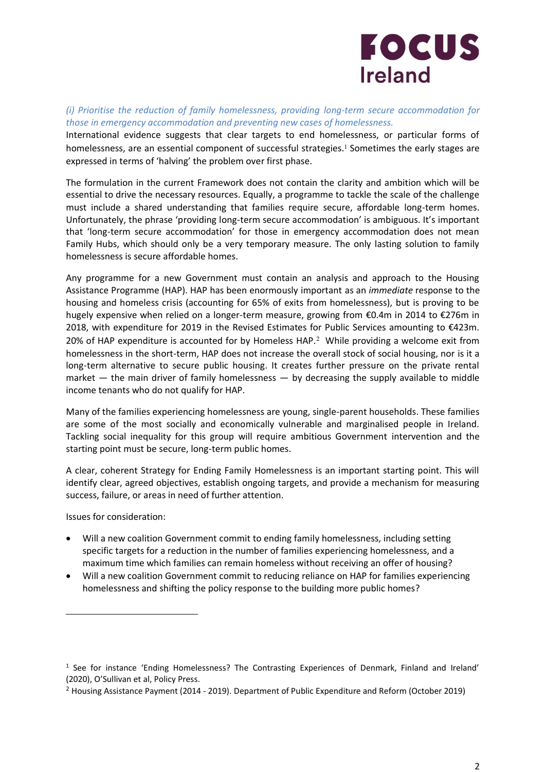*(i) Prioritise the reduction of family homelessness, providing long-term secure accommodation for those in emergency accommodation and preventing new cases of homelessness.*

International evidence suggests that clear targets to end homelessness, or particular forms of homelessness, are an essential component of successful strategies.[1] Sometimes the early stages are expressed in terms of 'halving' the problem over first phase.

The formulation in the current Framework does not contain the clarity and ambition which will be essential to drive the necessary resources. Equally, a programme to tackle the scale of the challenge must include a shared understanding that families require secure, affordable long-term homes. Unfortunately, the phrase 'providing long-term secure accommodation' is ambiguous. It's important that 'long-term secure accommodation' for those in emergency accommodation does not mean Family Hubs, which should only be a very temporary measure. The only lasting solution to family homelessness is secure affordable homes.

Any programme for a new Government must contain an analysis and approach to the Housing Assistance Programme (HAP). HAP has been enormously important as an *immediate* response to the housing and homeless crisis (accounting for 65% of exits from homelessness), but is proving to be hugely expensive when relied on a longer-term measure, growing from €0.4m in 2014 to €276m in 2018, with expenditure for 2019 in the Revised Estimates for Public Services amounting to €423m. 20% of HAP expenditure is accounted for by Homeless HAP.[2] While providing a welcome exit from homelessness in the short-term, HAP does not increase the overall stock of social housing, nor is it a long-term alternative to secure public housing. It creates further pressure on the private rental market — the main driver of family homelessness — by decreasing the supply available to middle income tenants who do not qualify for HAP.

Many of the families experiencing homelessness are young, single-parent households. These families are some of the most socially and economically vulnerable and marginalised people in Ireland. Tackling social inequality for this group will require ambitious Government intervention and the starting point must be secure, long-term public homes.

A clear, coherent Strategy for Ending Family Homelessness is an important starting point. This will identify clear, agreed objectives, establish ongoing targets, and provide a mechanism for measuring success, failure, or areas in need of further attention.

Issues for consideration:

- Will a new coalition Government commit to ending family homelessness, including setting specific targets for a reduction in the number of families experiencing homelessness, and a maximum time which families can remain homeless without receiving an offer of housing?
- Will a new coalition Government commit to reducing reliance on HAP for families experiencing homelessness and shifting the policy response to the building more public homes?

---

[1] See for instance 'Ending Homelessness? The Contrasting Experiences of Denmark, Finland and Ireland' (2020), O'Sullivan et al, Policy Press.

[2] Housing Assistance Payment (2014 - 2019). Department of Public Expenditure and Reform (October 2019)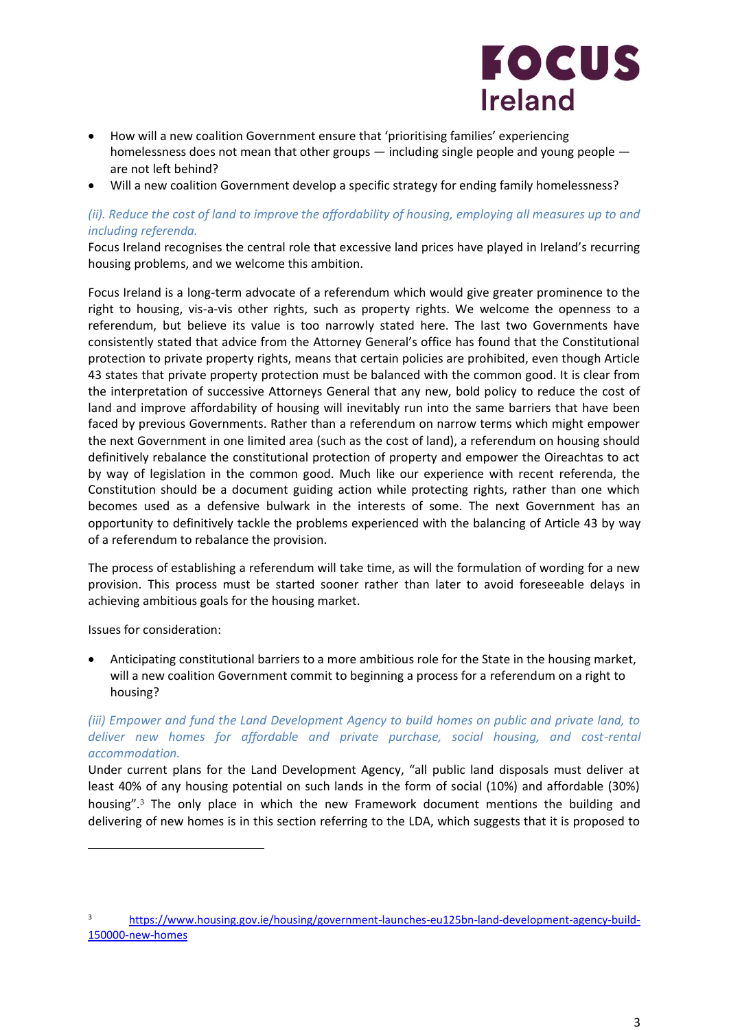- How will a new coalition Government ensure that 'prioritising families' experiencing homelessness does not mean that other groups — including single people and young people — are not left behind?
- Will a new coalition Government develop a specific strategy for ending family homelessness?

*(ii). Reduce the cost of land to improve the affordability of housing, employing all measures up to and including referenda.*

Focus Ireland recognises the central role that excessive land prices have played in Ireland's recurring housing problems, and we welcome this ambition.

Focus Ireland is a long-term advocate of a referendum which would give greater prominence to the right to housing, vis-a-vis other rights, such as property rights. We welcome the openness to a referendum, but believe its value is too narrowly stated here. The last two Governments have consistently stated that advice from the Attorney General's office has found that the Constitutional protection to private property rights, means that certain policies are prohibited, even though Article 43 states that private property protection must be balanced with the common good. It is clear from the interpretation of successive Attorneys General that any new, bold policy to reduce the cost of land and improve affordability of housing will inevitably run into the same barriers that have been faced by previous Governments. Rather than a referendum on narrow terms which might empower the next Government in one limited area (such as the cost of land), a referendum on housing should definitively rebalance the constitutional protection of property and empower the Oireachtas to act by way of legislation in the common good. Much like our experience with recent referenda, the Constitution should be a document guiding action while protecting rights, rather than one which becomes used as a defensive bulwark in the interests of some. The next Government has an opportunity to definitively tackle the problems experienced with the balancing of Article 43 by way of a referendum to rebalance the provision.

The process of establishing a referendum will take time, as will the formulation of wording for a new provision. This process must be started sooner rather than later to avoid foreseeable delays in achieving ambitious goals for the housing market.

Issues for consideration:

- Anticipating constitutional barriers to a more ambitious role for the State in the housing market, will a new coalition Government commit to beginning a process for a referendum on a right to housing?

*(iii) Empower and fund the Land Development Agency to build homes on public and private land, to deliver new homes for affordable and private purchase, social housing, and cost-rental accommodation.*

Under current plans for the Land Development Agency, "all public land disposals must deliver at least 40% of any housing potential on such lands in the form of social (10%) and affordable (30%) housing".[3] The only place in which the new Framework document mentions the building and delivering of new homes is in this section referring to the LDA, which suggests that it is proposed to

[3] https://www.housing.gov.ie/housing/government-launches-eu125bn-land-development-agency-build-150000-new-homes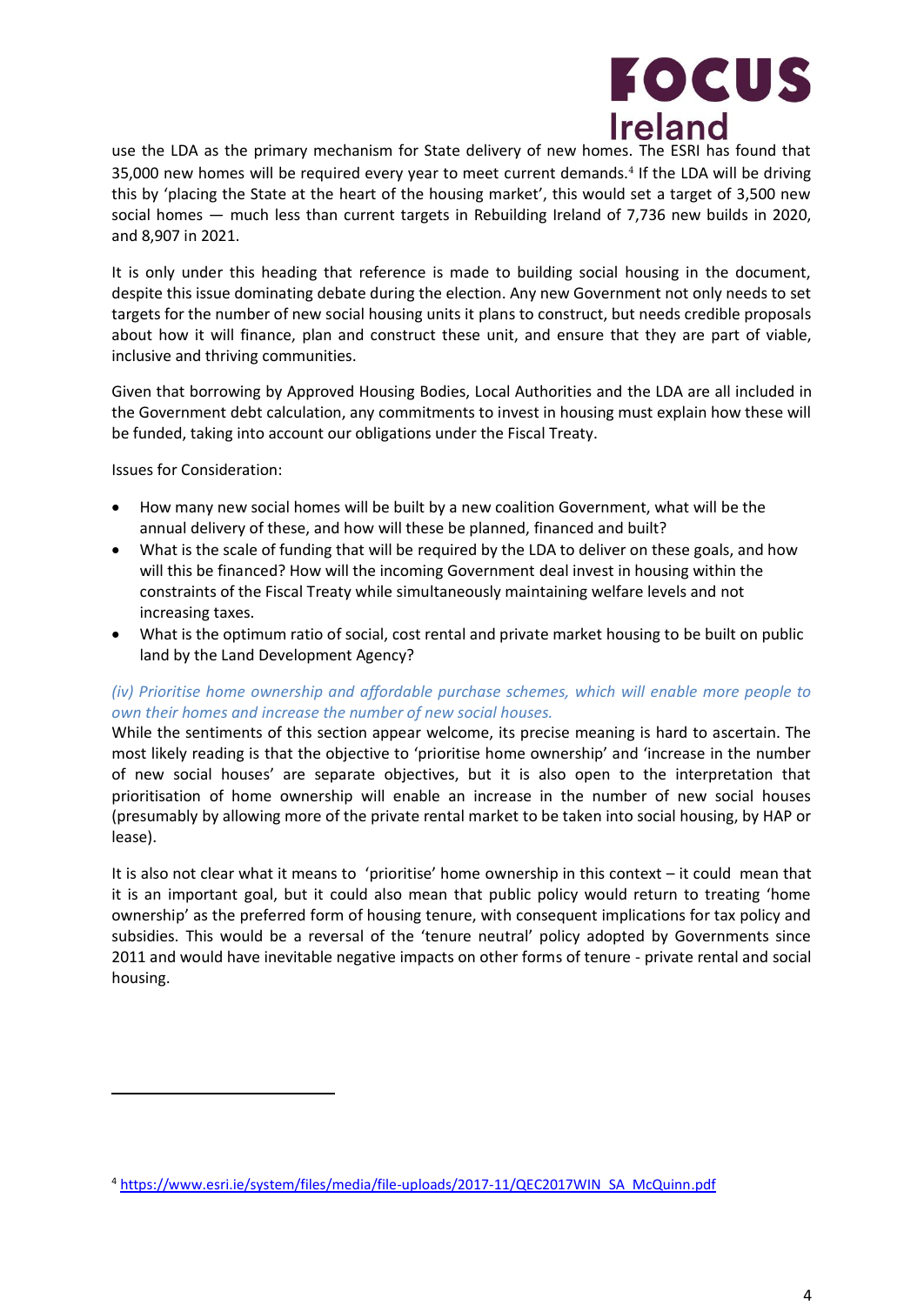use the LDA as the primary mechanism for State delivery of new homes. The ESRI has found that 35,000 new homes will be required every year to meet current demands.[4] If the LDA will be driving this by 'placing the State at the heart of the housing market', this would set a target of 3,500 new social homes — much less than current targets in Rebuilding Ireland of 7,736 new builds in 2020, and 8,907 in 2021.

It is only under this heading that reference is made to building social housing in the document, despite this issue dominating debate during the election. Any new Government not only needs to set targets for the number of new social housing units it plans to construct, but needs credible proposals about how it will finance, plan and construct these unit, and ensure that they are part of viable, inclusive and thriving communities.

Given that borrowing by Approved Housing Bodies, Local Authorities and the LDA are all included in the Government debt calculation, any commitments to invest in housing must explain how these will be funded, taking into account our obligations under the Fiscal Treaty.

Issues for Consideration:

- How many new social homes will be built by a new coalition Government, what will be the annual delivery of these, and how will these be planned, financed and built?
- What is the scale of funding that will be required by the LDA to deliver on these goals, and how will this be financed? How will the incoming Government deal invest in housing within the constraints of the Fiscal Treaty while simultaneously maintaining welfare levels and not increasing taxes.
- What is the optimum ratio of social, cost rental and private market housing to be built on public land by the Land Development Agency?

*(iv) Prioritise home ownership and affordable purchase schemes, which will enable more people to own their homes and increase the number of new social houses.*

While the sentiments of this section appear welcome, its precise meaning is hard to ascertain. The most likely reading is that the objective to 'prioritise home ownership' and 'increase in the number of new social houses' are separate objectives, but it is also open to the interpretation that prioritisation of home ownership will enable an increase in the number of new social houses (presumably by allowing more of the private rental market to be taken into social housing, by HAP or lease).

It is also not clear what it means to 'prioritise' home ownership in this context – it could mean that it is an important goal, but it could also mean that public policy would return to treating 'home ownership' as the preferred form of housing tenure, with consequent implications for tax policy and subsidies. This would be a reversal of the 'tenure neutral' policy adopted by Governments since 2011 and would have inevitable negative impacts on other forms of tenure - private rental and social housing.

[4] https://www.esri.ie/system/files/media/file-uploads/2017-11/QEC2017WIN_SA_McQuinn.pdf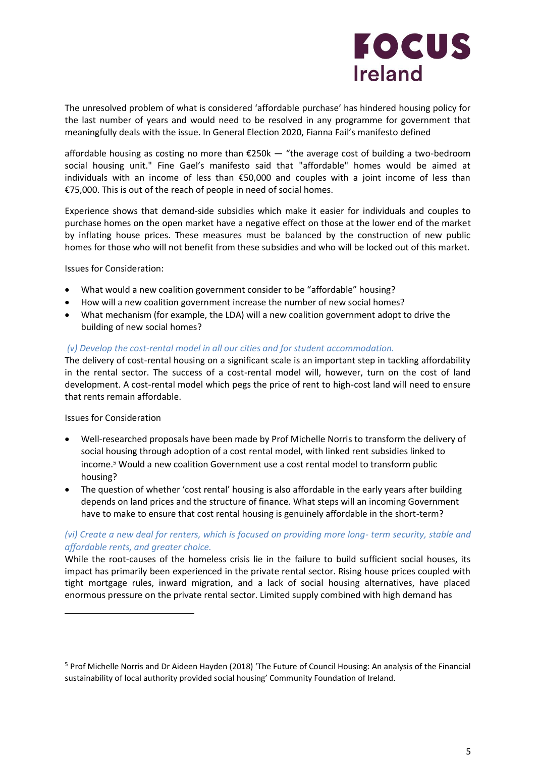The unresolved problem of what is considered 'affordable purchase' has hindered housing policy for the last number of years and would need to be resolved in any programme for government that meaningfully deals with the issue. In General Election 2020, Fianna Fail's manifesto defined

affordable housing as costing no more than €250k — "the average cost of building a two-bedroom social housing unit." Fine Gael's manifesto said that "affordable" homes would be aimed at individuals with an income of less than €50,000 and couples with a joint income of less than €75,000. This is out of the reach of people in need of social homes.

Experience shows that demand-side subsidies which make it easier for individuals and couples to purchase homes on the open market have a negative effect on those at the lower end of the market by inflating house prices. These measures must be balanced by the construction of new public homes for those who will not benefit from these subsidies and who will be locked out of this market.

Issues for Consideration:

- What would a new coalition government consider to be "affordable" housing?
- How will a new coalition government increase the number of new social homes?
- What mechanism (for example, the LDA) will a new coalition government adopt to drive the building of new social homes?

*(v) Develop the cost-rental model in all our cities and for student accommodation.*

The delivery of cost-rental housing on a significant scale is an important step in tackling affordability in the rental sector. The success of a cost-rental model will, however, turn on the cost of land development. A cost-rental model which pegs the price of rent to high-cost land will need to ensure that rents remain affordable.

Issues for Consideration

- Well-researched proposals have been made by Prof Michelle Norris to transform the delivery of social housing through adoption of a cost rental model, with linked rent subsidies linked to income.[5] Would a new coalition Government use a cost rental model to transform public housing?
- The question of whether 'cost rental' housing is also affordable in the early years after building depends on land prices and the structure of finance. What steps will an incoming Government have to make to ensure that cost rental housing is genuinely affordable in the short-term?

*(vi) Create a new deal for renters, which is focused on providing more long- term security, stable and affordable rents, and greater choice.*

While the root-causes of the homeless crisis lie in the failure to build sufficient social houses, its impact has primarily been experienced in the private rental sector. Rising house prices coupled with tight mortgage rules, inward migration, and a lack of social housing alternatives, have placed enormous pressure on the private rental sector. Limited supply combined with high demand has

---

[5] Prof Michelle Norris and Dr Aideen Hayden (2018) 'The Future of Council Housing: An analysis of the Financial sustainability of local authority provided social housing' Community Foundation of Ireland.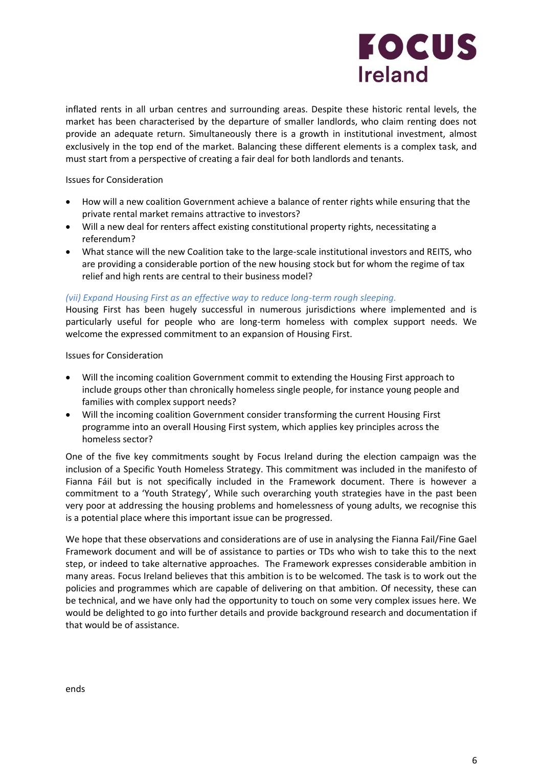inflated rents in all urban centres and surrounding areas. Despite these historic rental levels, the market has been characterised by the departure of smaller landlords, who claim renting does not provide an adequate return. Simultaneously there is a growth in institutional investment, almost exclusively in the top end of the market. Balancing these different elements is a complex task, and must start from a perspective of creating a fair deal for both landlords and tenants.

Issues for Consideration

- How will a new coalition Government achieve a balance of renter rights while ensuring that the private rental market remains attractive to investors?
- Will a new deal for renters affect existing constitutional property rights, necessitating a referendum?
- What stance will the new Coalition take to the large-scale institutional investors and REITS, who are providing a considerable portion of the new housing stock but for whom the regime of tax relief and high rents are central to their business model?

*(vii) Expand Housing First as an effective way to reduce long-term rough sleeping.*

Housing First has been hugely successful in numerous jurisdictions where implemented and is particularly useful for people who are long-term homeless with complex support needs. We welcome the expressed commitment to an expansion of Housing First.

Issues for Consideration

- Will the incoming coalition Government commit to extending the Housing First approach to include groups other than chronically homeless single people, for instance young people and families with complex support needs?
- Will the incoming coalition Government consider transforming the current Housing First programme into an overall Housing First system, which applies key principles across the homeless sector?

One of the five key commitments sought by Focus Ireland during the election campaign was the inclusion of a Specific Youth Homeless Strategy. This commitment was included in the manifesto of Fianna Fáil but is not specifically included in the Framework document. There is however a commitment to a 'Youth Strategy', While such overarching youth strategies have in the past been very poor at addressing the housing problems and homelessness of young adults, we recognise this is a potential place where this important issue can be progressed.

We hope that these observations and considerations are of use in analysing the Fianna Fail/Fine Gael Framework document and will be of assistance to parties or TDs who wish to take this to the next step, or indeed to take alternative approaches. The Framework expresses considerable ambition in many areas. Focus Ireland believes that this ambition is to be welcomed. The task is to work out the policies and programmes which are capable of delivering on that ambition. Of necessity, these can be technical, and we have only had the opportunity to touch on some very complex issues here. We would be delighted to go into further details and provide background research and documentation if that would be of assistance.

ends